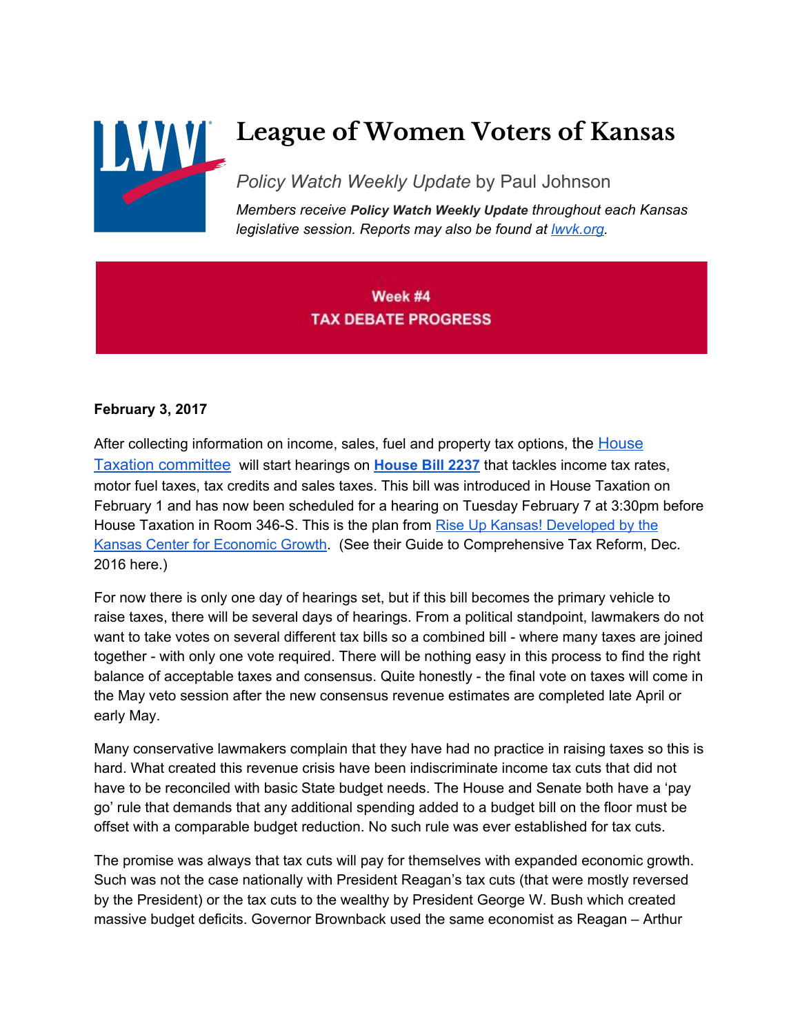# League of Women Voters of Kansas

*Policy Watch Weekly Update* by Paul Johnson

*Members receive* ***Policy Watch Weekly Update*** *throughout each Kansas legislative session. Reports may also be found at [lwvk.org](lwvk.org).*

## Week #4
## TAX DEBATE PROGRESS

**February 3, 2017**

After collecting information on income, sales, fuel and property tax options, the House Taxation committee will start hearings on **House Bill 2237** that tackles income tax rates, motor fuel taxes, tax credits and sales taxes. This bill was introduced in House Taxation on February 1 and has now been scheduled for a hearing on Tuesday February 7 at 3:30pm before House Taxation in Room 346-S. This is the plan from Rise Up Kansas! Developed by the Kansas Center for Economic Growth. (See their Guide to Comprehensive Tax Reform, Dec. 2016 here.)

For now there is only one day of hearings set, but if this bill becomes the primary vehicle to raise taxes, there will be several days of hearings. From a political standpoint, lawmakers do not want to take votes on several different tax bills so a combined bill - where many taxes are joined together - with only one vote required. There will be nothing easy in this process to find the right balance of acceptable taxes and consensus. Quite honestly - the final vote on taxes will come in the May veto session after the new consensus revenue estimates are completed late April or early May.

Many conservative lawmakers complain that they have had no practice in raising taxes so this is hard. What created this revenue crisis have been indiscriminate income tax cuts that did not have to be reconciled with basic State budget needs. The House and Senate both have a 'pay go' rule that demands that any additional spending added to a budget bill on the floor must be offset with a comparable budget reduction. No such rule was ever established for tax cuts.

The promise was always that tax cuts will pay for themselves with expanded economic growth. Such was not the case nationally with President Reagan's tax cuts (that were mostly reversed by the President) or the tax cuts to the wealthy by President George W. Bush which created massive budget deficits. Governor Brownback used the same economist as Reagan – Arthur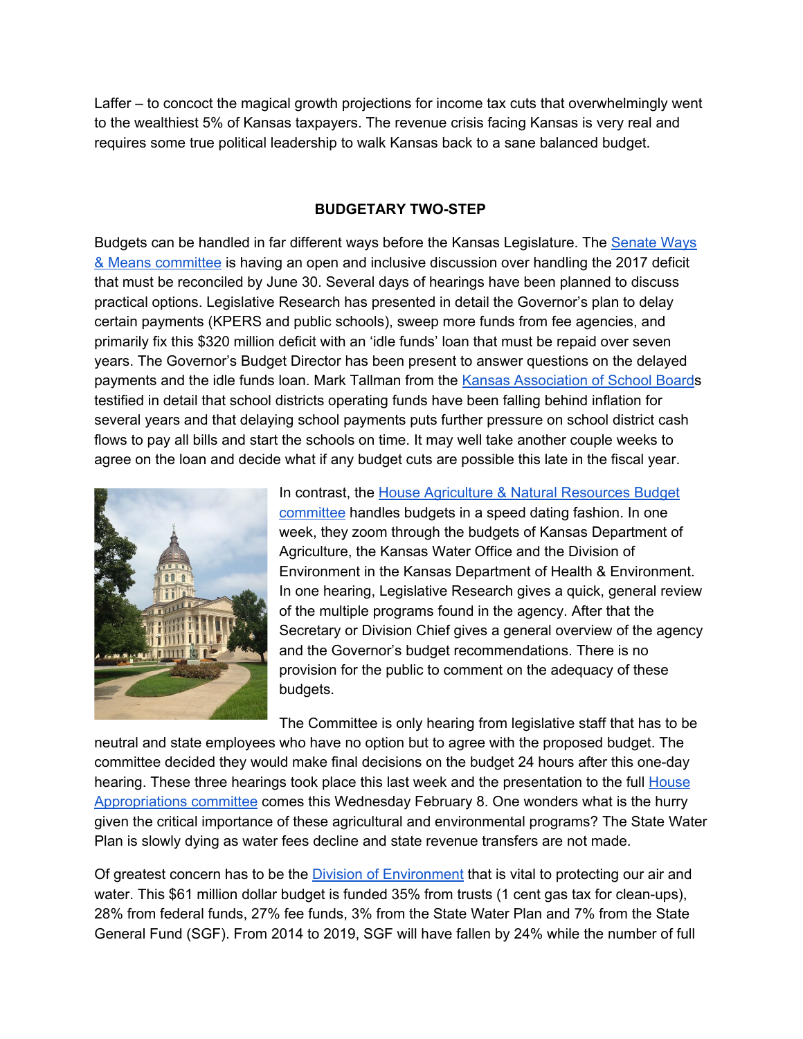Laffer – to concoct the magical growth projections for income tax cuts that overwhelmingly went to the wealthiest 5% of Kansas taxpayers. The revenue crisis facing Kansas is very real and requires some true political leadership to walk Kansas back to a sane balanced budget.

## BUDGETARY TWO-STEP

Budgets can be handled in far different ways before the Kansas Legislature. The Senate Ways & Means committee is having an open and inclusive discussion over handling the 2017 deficit that must be reconciled by June 30. Several days of hearings have been planned to discuss practical options. Legislative Research has presented in detail the Governor's plan to delay certain payments (KPERS and public schools), sweep more funds from fee agencies, and primarily fix this $320 million deficit with an 'idle funds' loan that must be repaid over seven years. The Governor's Budget Director has been present to answer questions on the delayed payments and the idle funds loan. Mark Tallman from the Kansas Association of School Boards testified in detail that school districts operating funds have been falling behind inflation for several years and that delaying school payments puts further pressure on school district cash flows to pay all bills and start the schools on time. It may well take another couple weeks to agree on the loan and decide what if any budget cuts are possible this late in the fiscal year.

In contrast, the House Agriculture & Natural Resources Budget committee handles budgets in a speed dating fashion. In one week, they zoom through the budgets of Kansas Department of Agriculture, the Kansas Water Office and the Division of Environment in the Kansas Department of Health & Environment. In one hearing, Legislative Research gives a quick, general review of the multiple programs found in the agency. After that the Secretary or Division Chief gives a general overview of the agency and the Governor's budget recommendations. There is no provision for the public to comment on the adequacy of these budgets.

The Committee is only hearing from legislative staff that has to be neutral and state employees who have no option but to agree with the proposed budget. The committee decided they would make final decisions on the budget 24 hours after this one-day hearing. These three hearings took place this last week and the presentation to the full House Appropriations committee comes this Wednesday February 8. One wonders what is the hurry given the critical importance of these agricultural and environmental programs? The State Water Plan is slowly dying as water fees decline and state revenue transfers are not made.

Of greatest concern has to be the Division of Environment that is vital to protecting our air and water. This $61 million dollar budget is funded 35% from trusts (1 cent gas tax for clean-ups), 28% from federal funds, 27% fee funds, 3% from the State Water Plan and 7% from the State General Fund (SGF). From 2014 to 2019, SGF will have fallen by 24% while the number of full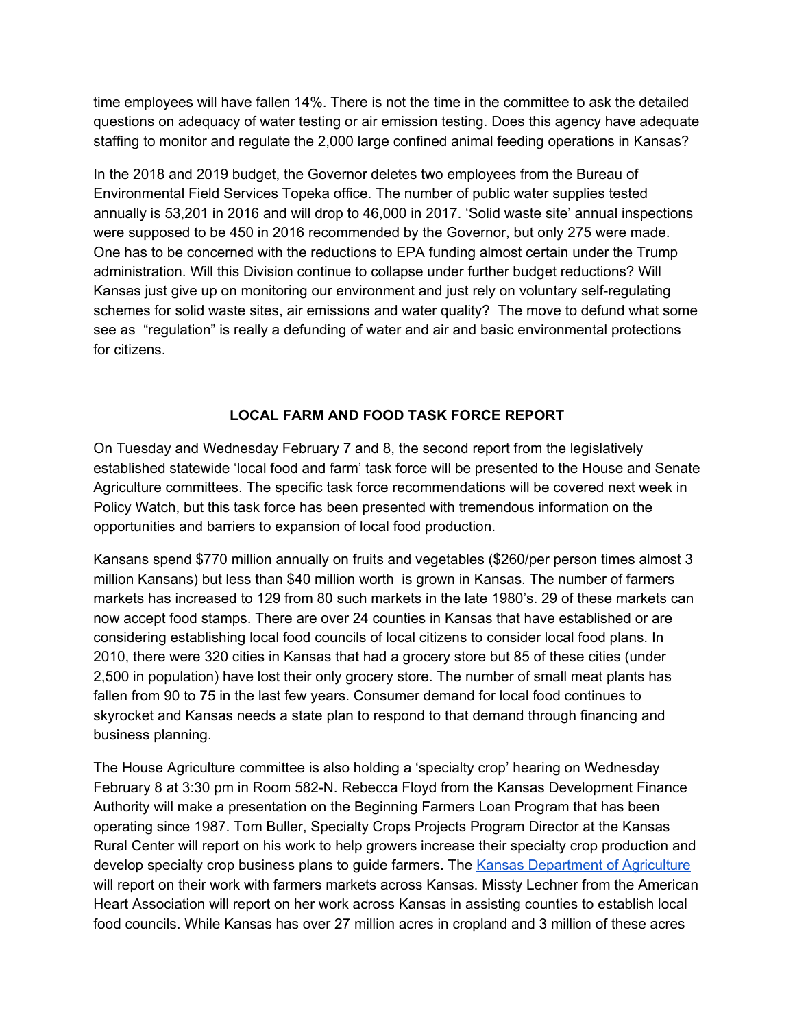time employees will have fallen 14%. There is not the time in the committee to ask the detailed questions on adequacy of water testing or air emission testing. Does this agency have adequate staffing to monitor and regulate the 2,000 large confined animal feeding operations in Kansas?

In the 2018 and 2019 budget, the Governor deletes two employees from the Bureau of Environmental Field Services Topeka office. The number of public water supplies tested annually is 53,201 in 2016 and will drop to 46,000 in 2017. 'Solid waste site' annual inspections were supposed to be 450 in 2016 recommended by the Governor, but only 275 were made. One has to be concerned with the reductions to EPA funding almost certain under the Trump administration. Will this Division continue to collapse under further budget reductions? Will Kansas just give up on monitoring our environment and just rely on voluntary self-regulating schemes for solid waste sites, air emissions and water quality? The move to defund what some see as "regulation" is really a defunding of water and air and basic environmental protections for citizens.

## LOCAL FARM AND FOOD TASK FORCE REPORT

On Tuesday and Wednesday February 7 and 8, the second report from the legislatively established statewide 'local food and farm' task force will be presented to the House and Senate Agriculture committees. The specific task force recommendations will be covered next week in Policy Watch, but this task force has been presented with tremendous information on the opportunities and barriers to expansion of local food production.

Kansans spend $770 million annually on fruits and vegetables ($260/per person times almost 3 million Kansans) but less than $40 million worth is grown in Kansas. The number of farmers markets has increased to 129 from 80 such markets in the late 1980's. 29 of these markets can now accept food stamps. There are over 24 counties in Kansas that have established or are considering establishing local food councils of local citizens to consider local food plans. In 2010, there were 320 cities in Kansas that had a grocery store but 85 of these cities (under 2,500 in population) have lost their only grocery store. The number of small meat plants has fallen from 90 to 75 in the last few years. Consumer demand for local food continues to skyrocket and Kansas needs a state plan to respond to that demand through financing and business planning.

The House Agriculture committee is also holding a 'specialty crop' hearing on Wednesday February 8 at 3:30 pm in Room 582-N. Rebecca Floyd from the Kansas Development Finance Authority will make a presentation on the Beginning Farmers Loan Program that has been operating since 1987. Tom Buller, Specialty Crops Projects Program Director at the Kansas Rural Center will report on his work to help growers increase their specialty crop production and develop specialty crop business plans to guide farmers. The Kansas Department of Agriculture will report on their work with farmers markets across Kansas. Missty Lechner from the American Heart Association will report on her work across Kansas in assisting counties to establish local food councils. While Kansas has over 27 million acres in cropland and 3 million of these acres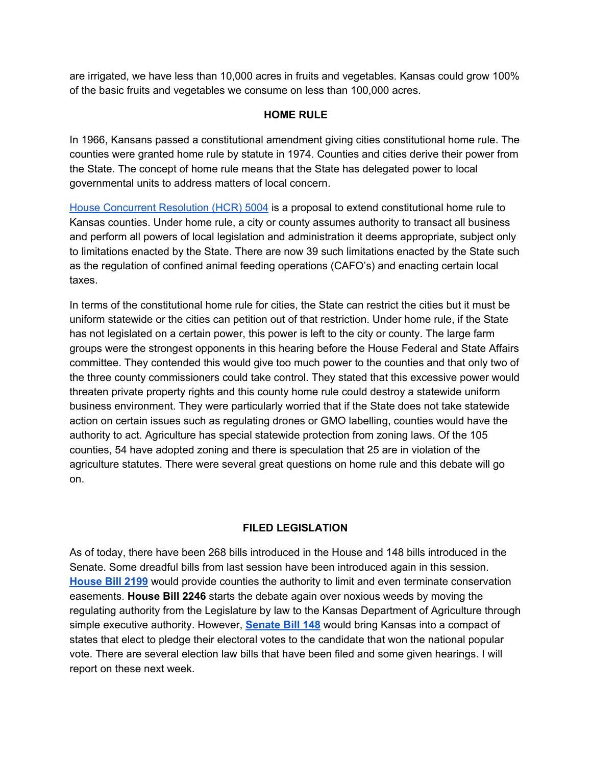are irrigated, we have less than 10,000 acres in fruits and vegetables. Kansas could grow 100% of the basic fruits and vegetables we consume on less than 100,000 acres.

## HOME RULE

In 1966, Kansans passed a constitutional amendment giving cities constitutional home rule. The counties were granted home rule by statute in 1974. Counties and cities derive their power from the State. The concept of home rule means that the State has delegated power to local governmental units to address matters of local concern.

House Concurrent Resolution (HCR) 5004 is a proposal to extend constitutional home rule to Kansas counties. Under home rule, a city or county assumes authority to transact all business and perform all powers of local legislation and administration it deems appropriate, subject only to limitations enacted by the State. There are now 39 such limitations enacted by the State such as the regulation of confined animal feeding operations (CAFO's) and enacting certain local taxes.

In terms of the constitutional home rule for cities, the State can restrict the cities but it must be uniform statewide or the cities can petition out of that restriction. Under home rule, if the State has not legislated on a certain power, this power is left to the city or county. The large farm groups were the strongest opponents in this hearing before the House Federal and State Affairs committee. They contended this would give too much power to the counties and that only two of the three county commissioners could take control. They stated that this excessive power would threaten private property rights and this county home rule could destroy a statewide uniform business environment. They were particularly worried that if the State does not take statewide action on certain issues such as regulating drones or GMO labelling, counties would have the authority to act. Agriculture has special statewide protection from zoning laws. Of the 105 counties, 54 have adopted zoning and there is speculation that 25 are in violation of the agriculture statutes. There were several great questions on home rule and this debate will go on.

## FILED LEGISLATION

As of today, there have been 268 bills introduced in the House and 148 bills introduced in the Senate. Some dreadful bills from last session have been introduced again in this session. **House Bill 2199** would provide counties the authority to limit and even terminate conservation easements. **House Bill 2246** starts the debate again over noxious weeds by moving the regulating authority from the Legislature by law to the Kansas Department of Agriculture through simple executive authority. However, **Senate Bill 148** would bring Kansas into a compact of states that elect to pledge their electoral votes to the candidate that won the national popular vote. There are several election law bills that have been filed and some given hearings. I will report on these next week.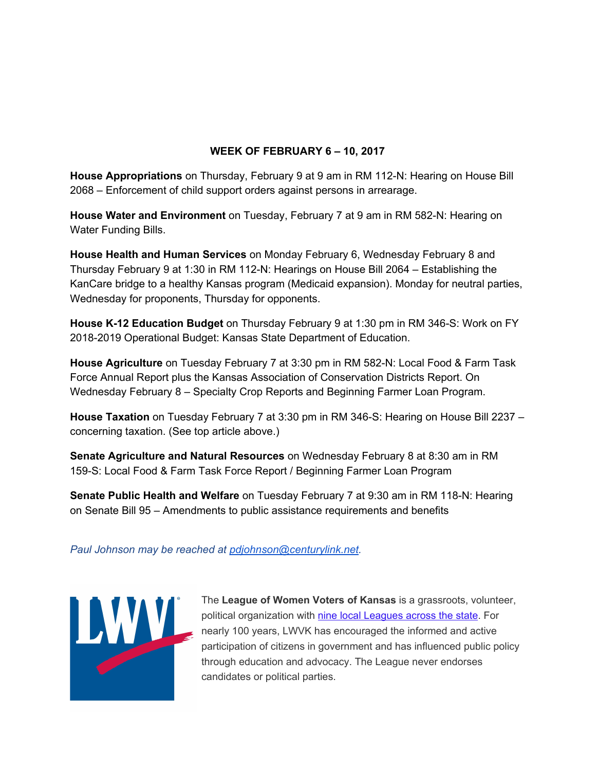**WEEK OF FEBRUARY 6 – 10, 2017**

**House Appropriations** on Thursday, February 9 at 9 am in RM 112-N: Hearing on House Bill 2068 – Enforcement of child support orders against persons in arrearage.

**House Water and Environment** on Tuesday, February 7 at 9 am in RM 582-N: Hearing on Water Funding Bills.

**House Health and Human Services** on Monday February 6, Wednesday February 8 and Thursday February 9 at 1:30 in RM 112-N: Hearings on House Bill 2064 – Establishing the KanCare bridge to a healthy Kansas program (Medicaid expansion). Monday for neutral parties, Wednesday for proponents, Thursday for opponents.

**House K-12 Education Budget** on Thursday February 9 at 1:30 pm in RM 346-S: Work on FY 2018-2019 Operational Budget: Kansas State Department of Education.

**House Agriculture** on Tuesday February 7 at 3:30 pm in RM 582-N: Local Food & Farm Task Force Annual Report plus the Kansas Association of Conservation Districts Report. On Wednesday February 8 – Specialty Crop Reports and Beginning Farmer Loan Program.

**House Taxation** on Tuesday February 7 at 3:30 pm in RM 346-S: Hearing on House Bill 2237 – concerning taxation. (See top article above.)

**Senate Agriculture and Natural Resources** on Wednesday February 8 at 8:30 am in RM 159-S: Local Food & Farm Task Force Report / Beginning Farmer Loan Program

**Senate Public Health and Welfare** on Tuesday February 7 at 9:30 am in RM 118-N: Hearing on Senate Bill 95 – Amendments to public assistance requirements and benefits

*Paul Johnson may be reached at [pdjohnson@centurylink.net](mailto:pdjohnson@centurylink.net).*

The **League of Women Voters of Kansas** is a grassroots, volunteer, political organization with [nine local Leagues across the state](). For nearly 100 years, LWVK has encouraged the informed and active participation of citizens in government and has influenced public policy through education and advocacy. The League never endorses candidates or political parties.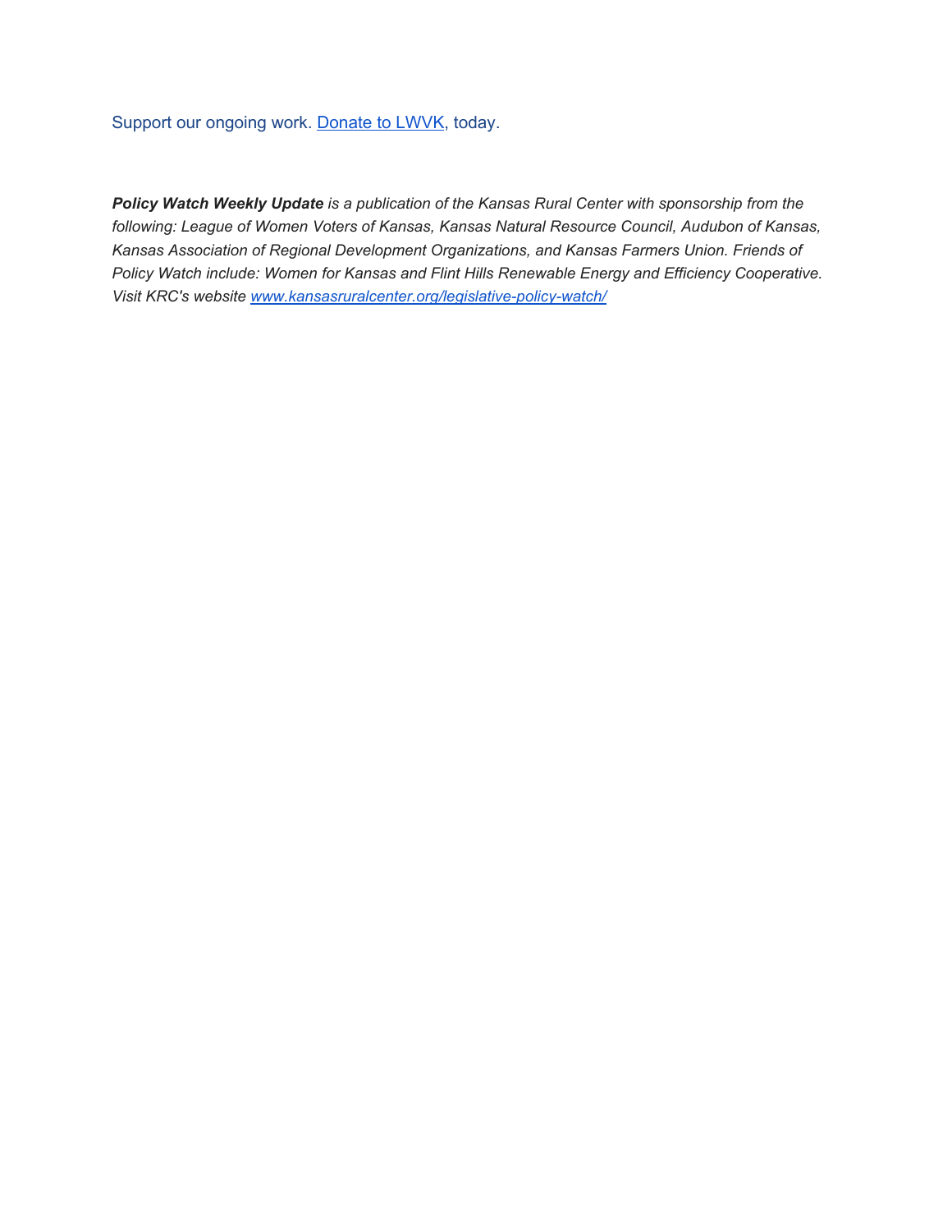Support our ongoing work. [Donate to LWVK](), today.

***Policy Watch Weekly Update*** *is a publication of the Kansas Rural Center with sponsorship from the following: League of Women Voters of Kansas, Kansas Natural Resource Council, Audubon of Kansas, Kansas Association of Regional Development Organizations, and Kansas Farmers Union. Friends of Policy Watch include: Women for Kansas and Flint Hills Renewable Energy and Efficiency Cooperative. Visit KRC's website [www.kansasruralcenter.org/legislative-policy-watch/](http://www.kansasruralcenter.org/legislative-policy-watch/)*